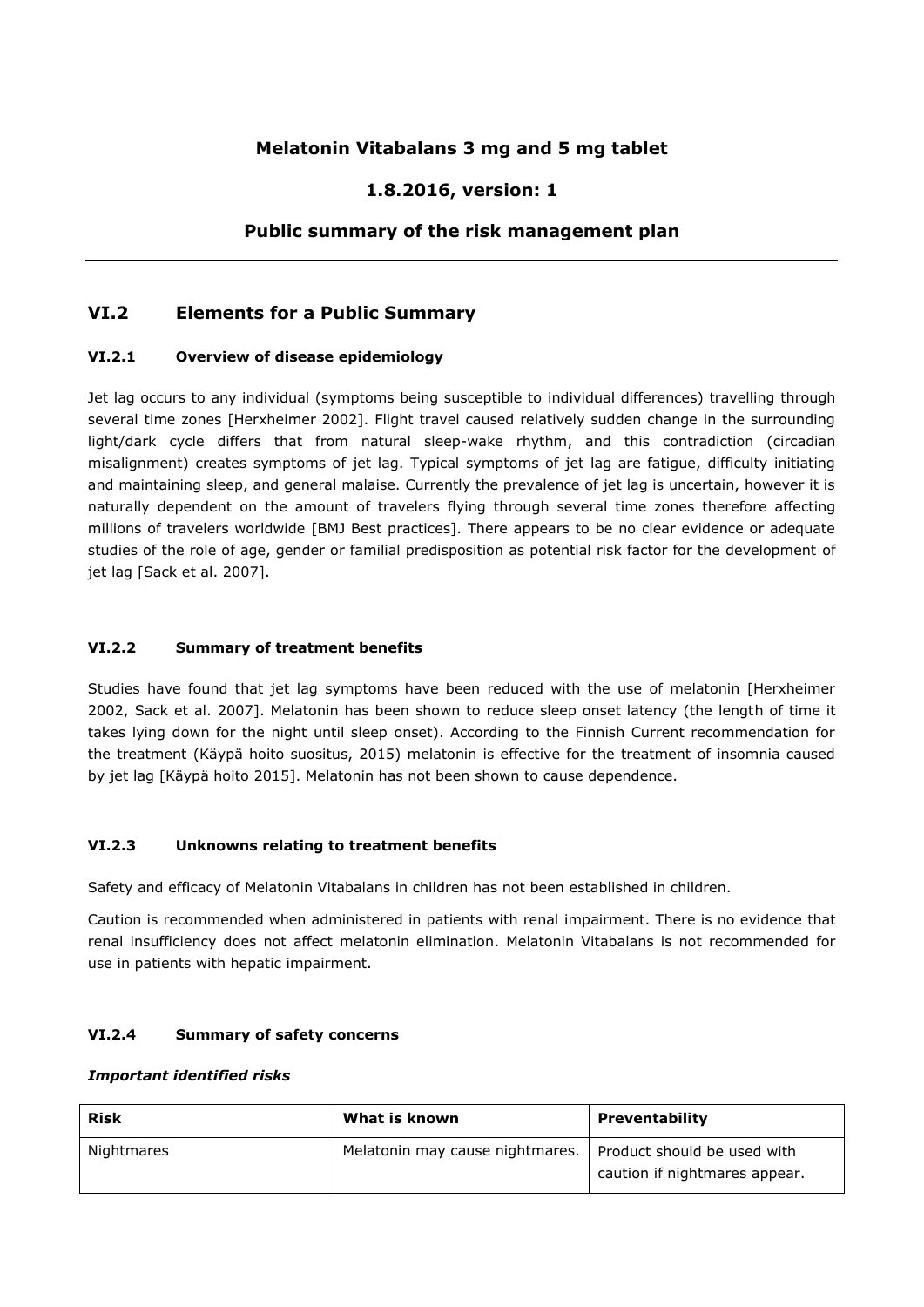# Melatonin Vitabalans 3 mg and 5 mg tablet

## 1.8.2016, version: 1

## Public summary of the risk management plan

---

## VI.2 Elements for a Public Summary

### VI.2.1 Overview of disease epidemiology

Jet lag occurs to any individual (symptoms being susceptible to individual differences) travelling through several time zones [Herxheimer 2002]. Flight travel caused relatively sudden change in the surrounding light/dark cycle differs that from natural sleep-wake rhythm, and this contradiction (circadian misalignment) creates symptoms of jet lag. Typical symptoms of jet lag are fatigue, difficulty initiating and maintaining sleep, and general malaise. Currently the prevalence of jet lag is uncertain, however it is naturally dependent on the amount of travelers flying through several time zones therefore affecting millions of travelers worldwide [BMJ Best practices]. There appears to be no clear evidence or adequate studies of the role of age, gender or familial predisposition as potential risk factor for the development of jet lag [Sack et al. 2007].

### VI.2.2 Summary of treatment benefits

Studies have found that jet lag symptoms have been reduced with the use of melatonin [Herxheimer 2002, Sack et al. 2007]. Melatonin has been shown to reduce sleep onset latency (the length of time it takes lying down for the night until sleep onset). According to the Finnish Current recommendation for the treatment (Käypä hoito suositus, 2015) melatonin is effective for the treatment of insomnia caused by jet lag [Käypä hoito 2015]. Melatonin has not been shown to cause dependence.

### VI.2.3 Unknowns relating to treatment benefits

Safety and efficacy of Melatonin Vitabalans in children has not been established in children.

Caution is recommended when administered in patients with renal impairment. There is no evidence that renal insufficiency does not affect melatonin elimination. Melatonin Vitabalans is not recommended for use in patients with hepatic impairment.

### VI.2.4 Summary of safety concerns

***Important identified risks***

| Risk | What is known | Preventability |
|---|---|---|
| Nightmares | Melatonin may cause nightmares. | Product should be used with caution if nightmares appear. |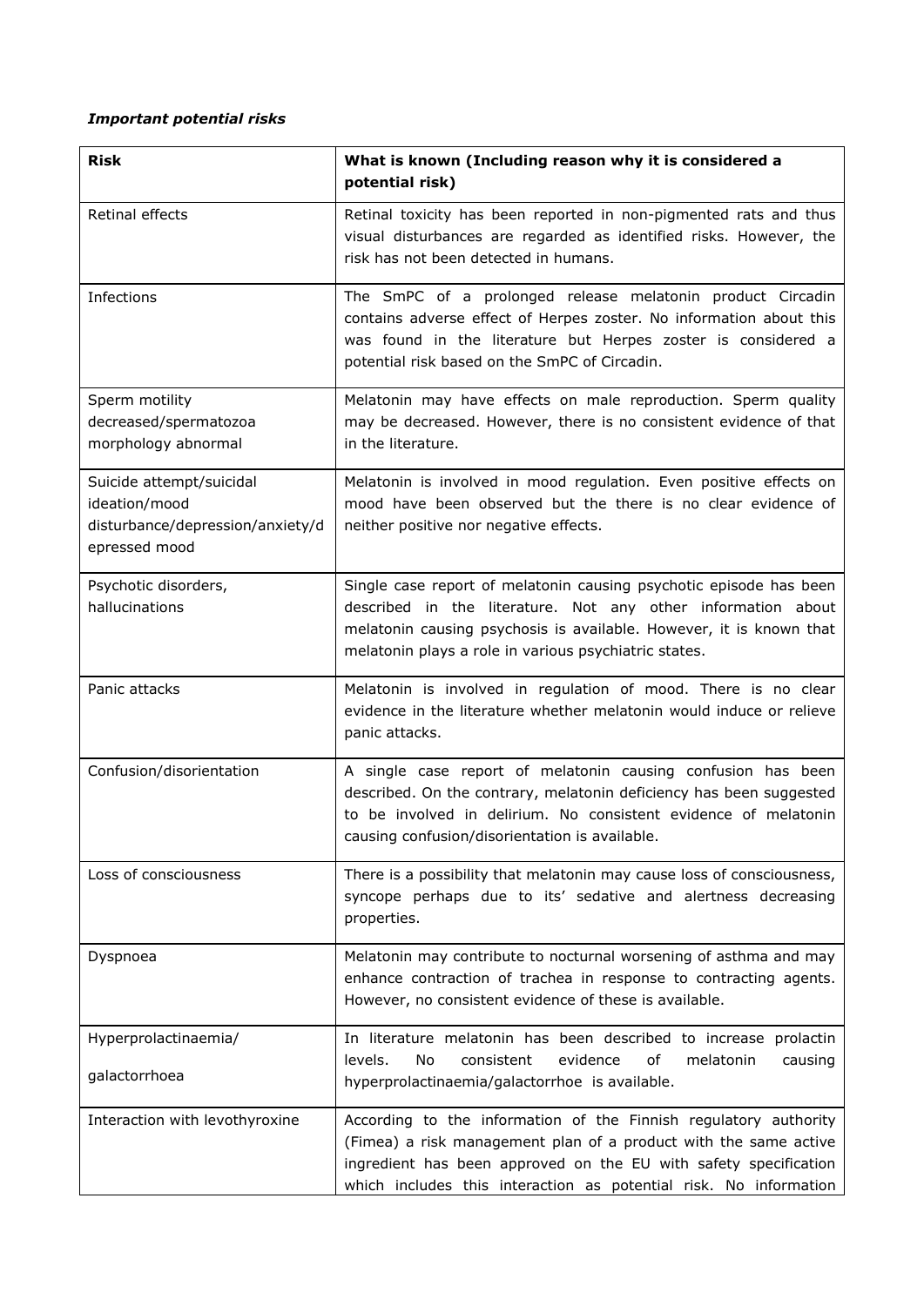***Important potential risks***

| Risk | What is known (Including reason why it is considered a potential risk) |
|---|---|
| Retinal effects | Retinal toxicity has been reported in non-pigmented rats and thus visual disturbances are regarded as identified risks. However, the risk has not been detected in humans. |
| Infections | The SmPC of a prolonged release melatonin product Circadin contains adverse effect of Herpes zoster. No information about this was found in the literature but Herpes zoster is considered a potential risk based on the SmPC of Circadin. |
| Sperm motility decreased/spermatozoa morphology abnormal | Melatonin may have effects on male reproduction. Sperm quality may be decreased. However, there is no consistent evidence of that in the literature. |
| Suicide attempt/suicidal ideation/mood disturbance/depression/anxiety/depressed mood | Melatonin is involved in mood regulation. Even positive effects on mood have been observed but the there is no clear evidence of neither positive nor negative effects. |
| Psychotic disorders, hallucinations | Single case report of melatonin causing psychotic episode has been described in the literature. Not any other information about melatonin causing psychosis is available. However, it is known that melatonin plays a role in various psychiatric states. |
| Panic attacks | Melatonin is involved in regulation of mood. There is no clear evidence in the literature whether melatonin would induce or relieve panic attacks. |
| Confusion/disorientation | A single case report of melatonin causing confusion has been described. On the contrary, melatonin deficiency has been suggested to be involved in delirium. No consistent evidence of melatonin causing confusion/disorientation is available. |
| Loss of consciousness | There is a possibility that melatonin may cause loss of consciousness, syncope perhaps due to its' sedative and alertness decreasing properties. |
| Dyspnoea | Melatonin may contribute to nocturnal worsening of asthma and may enhance contraction of trachea in response to contracting agents. However, no consistent evidence of these is available. |
| Hyperprolactinaemia/ galactorrhoea | In literature melatonin has been described to increase prolactin levels. No consistent evidence of melatonin causing hyperprolactinaemia/galactorrhoe is available. |
| Interaction with levothyroxine | According to the information of the Finnish regulatory authority (Fimea) a risk management plan of a product with the same active ingredient has been approved on the EU with safety specification which includes this interaction as potential risk. No information |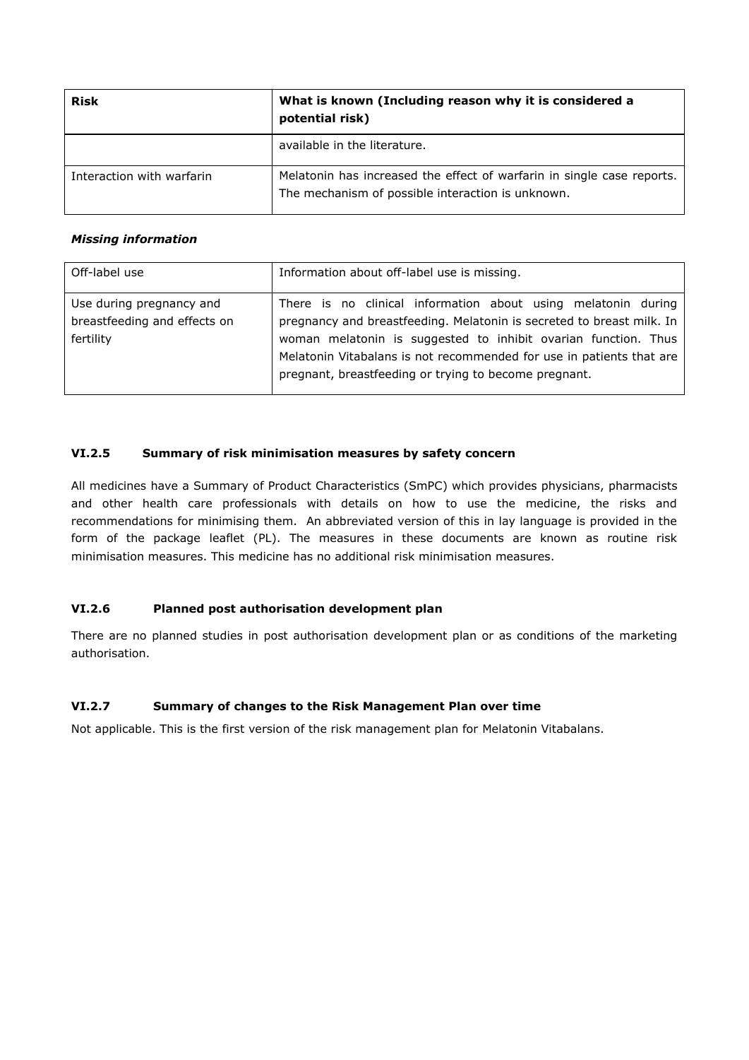| Risk | What is known (Including reason why it is considered a potential risk) |
|---|---|
| | available in the literature. |
| Interaction with warfarin | Melatonin has increased the effect of warfarin in single case reports. The mechanism of possible interaction is unknown. |

***Missing information***

| | |
|---|---|
| Off-label use | Information about off-label use is missing. |
| Use during pregnancy and breastfeeding and effects on fertility | There is no clinical information about using melatonin during pregnancy and breastfeeding. Melatonin is secreted to breast milk. In woman melatonin is suggested to inhibit ovarian function. Thus Melatonin Vitabalans is not recommended for use in patients that are pregnant, breastfeeding or trying to become pregnant. |

### VI.2.5 Summary of risk minimisation measures by safety concern

All medicines have a Summary of Product Characteristics (SmPC) which provides physicians, pharmacists and other health care professionals with details on how to use the medicine, the risks and recommendations for minimising them. An abbreviated version of this in lay language is provided in the form of the package leaflet (PL). The measures in these documents are known as routine risk minimisation measures. This medicine has no additional risk minimisation measures.

### VI.2.6 Planned post authorisation development plan

There are no planned studies in post authorisation development plan or as conditions of the marketing authorisation.

### VI.2.7 Summary of changes to the Risk Management Plan over time

Not applicable. This is the first version of the risk management plan for Melatonin Vitabalans.